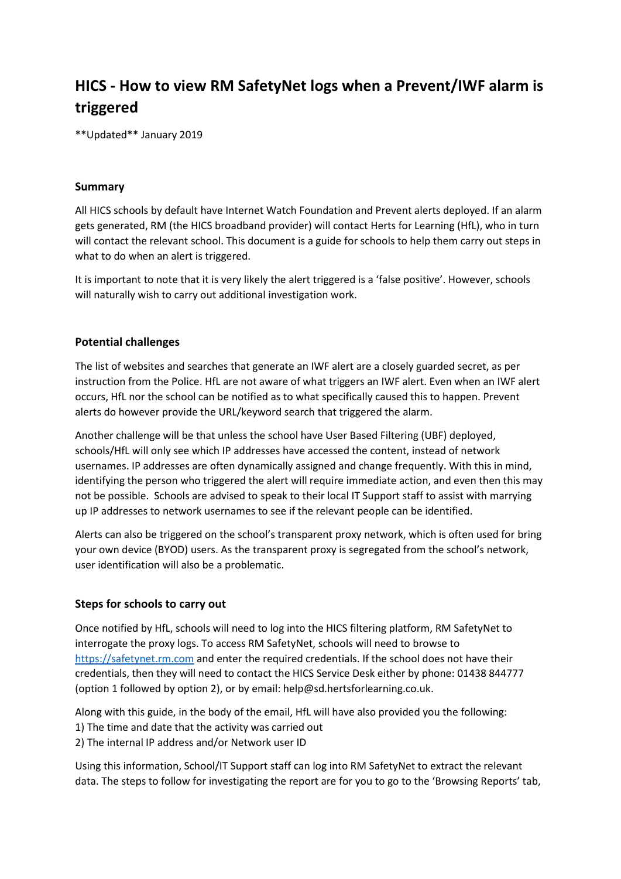# HICS - How to view RM SafetyNet logs when a Prevent/IWF alarm is triggered

\*\*Updated\*\* January 2019

### Summary

All HICS schools by default have Internet Watch Foundation and Prevent alerts deployed. If an alarm gets generated, RM (the HICS broadband provider) will contact Herts for Learning (HfL), who in turn will contact the relevant school. This document is a guide for schools to help them carry out steps in what to do when an alert is triggered.

It is important to note that it is very likely the alert triggered is a 'false positive'. However, schools will naturally wish to carry out additional investigation work.

### Potential challenges

The list of websites and searches that generate an IWF alert are a closely guarded secret, as per instruction from the Police. HfL are not aware of what triggers an IWF alert. Even when an IWF alert occurs, HfL nor the school can be notified as to what specifically caused this to happen. Prevent alerts do however provide the URL/keyword search that triggered the alarm.

Another challenge will be that unless the school have User Based Filtering (UBF) deployed, schools/HfL will only see which IP addresses have accessed the content, instead of network usernames. IP addresses are often dynamically assigned and change frequently. With this in mind, identifying the person who triggered the alert will require immediate action, and even then this may not be possible. Schools are advised to speak to their local IT Support staff to assist with marrying up IP addresses to network usernames to see if the relevant people can be identified.

Alerts can also be triggered on the school's transparent proxy network, which is often used for bring your own device (BYOD) users. As the transparent proxy is segregated from the school's network, user identification will also be a problematic.

### Steps for schools to carry out

Once notified by HfL, schools will need to log into the HICS filtering platform, RM SafetyNet to interrogate the proxy logs. To access RM SafetyNet, schools will need to browse to [https://safetynet.rm.com](https://safetynet.rm.com) and enter the required credentials. If the school does not have their credentials, then they will need to contact the HICS Service Desk either by phone: 01438 844777 (option 1 followed by option 2), or by email: help@sd.hertsforlearning.co.uk.

Along with this guide, in the body of the email, HfL will have also provided you the following:
1) The time and date that the activity was carried out
2) The internal IP address and/or Network user ID

Using this information, School/IT Support staff can log into RM SafetyNet to extract the relevant data. The steps to follow for investigating the report are for you to go to the 'Browsing Reports' tab,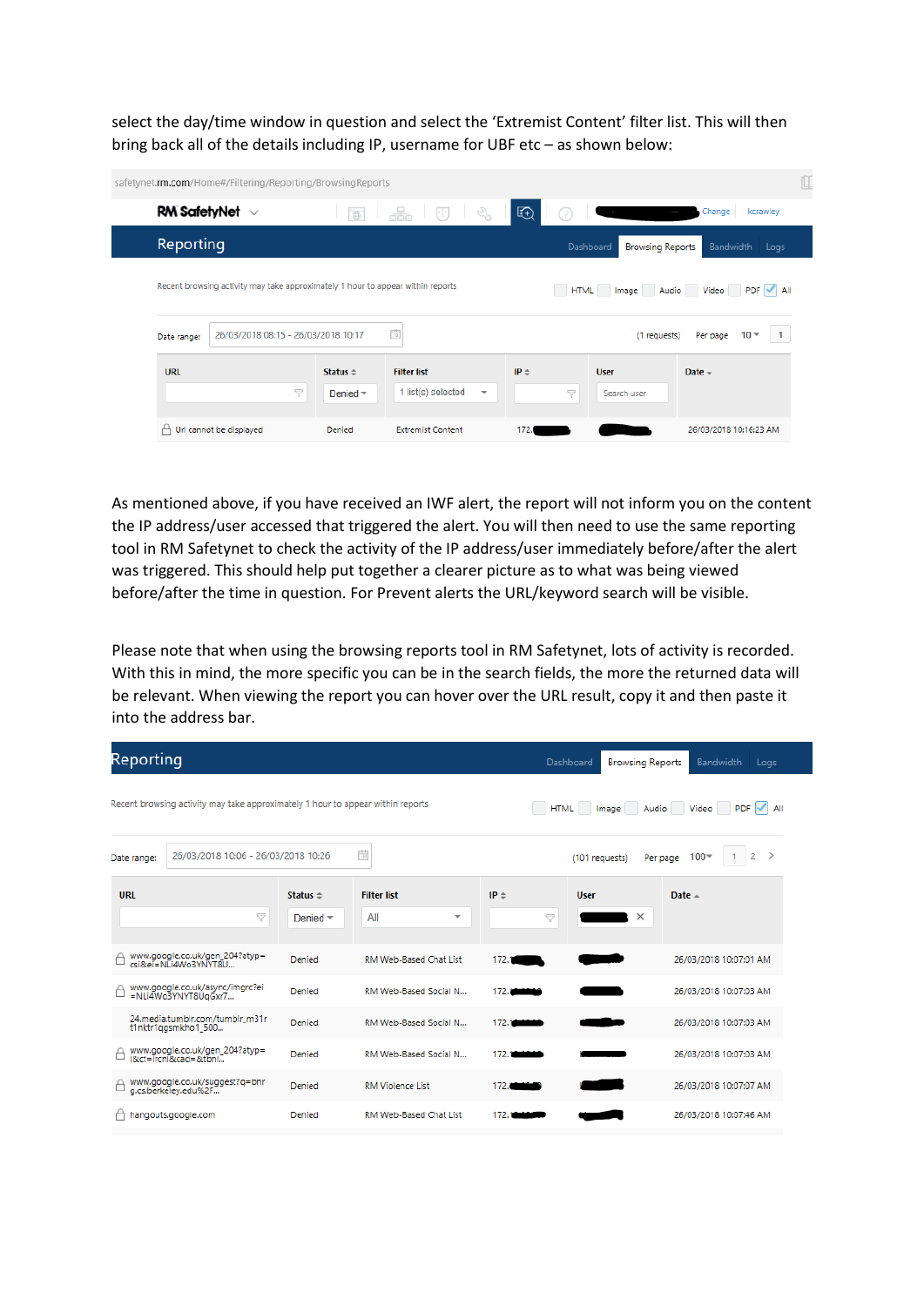select the day/time window in question and select the 'Extremist Content' filter list. This will then bring back all of the details including IP, username for UBF etc – as shown below:

safetynet.rm.com/Home#/Filtering/Reporting/BrowsingReports

RM SafetyNet

Reporting — Dashboard | Browsing Reports | Bandwidth | Logs

Recent browsing activity may take approximately 1 hour to appear within reports

HTML | Image | Audio | Video | PDF | All

Date range: 26/03/2018 08:15 - 26/03/2018 10:17 — (1 requests) — Per page 10 — 1

| URL | Status | Filter list | IP | User | Date |
|---|---|---|---|---|---|
| | Denied | 1 list(s) selected | | Search user | |
| Url cannot be displayed | Denied | Extremist Content | 172. | | 26/03/2018 10:16:23 AM |

As mentioned above, if you have received an IWF alert, the report will not inform you on the content the IP address/user accessed that triggered the alert. You will then need to use the same reporting tool in RM Safetynet to check the activity of the IP address/user immediately before/after the alert was triggered. This should help put together a clearer picture as to what was being viewed before/after the time in question. For Prevent alerts the URL/keyword search will be visible.

Please note that when using the browsing reports tool in RM Safetynet, lots of activity is recorded. With this in mind, the more specific you can be in the search fields, the more the returned data will be relevant. When viewing the report you can hover over the URL result, copy it and then paste it into the address bar.

Reporting — Dashboard | Browsing Reports | Bandwidth | Logs

Recent browsing activity may take approximately 1 hour to appear within reports

HTML | Image | Audio | Video | PDF | All

Date range: 26/03/2018 10:06 - 26/03/2018 10:26 — (101 requests) — Per page 100 — 1 2

| URL | Status | Filter list | IP | User | Date |
|---|---|---|---|---|---|
| | Denied | All | | | |
| www.google.co.uk/gen_204?atyp=csi&ei=NLi4Wo3YNYT8U... | Denied | RM Web-Based Chat List | 172. | | 26/03/2018 10:07:01 AM |
| www.google.co.uk/async/imgrc?ei=NLi4Wo3YNYT8UqGxr7... | Denied | RM Web-Based Social N... | 172. | | 26/03/2018 10:07:03 AM |
| 24.media.tumblr.com/tumblr_m31rt1nktr1qgsmkho1_500... | Denied | RM Web-Based Social N... | 172. | | 26/03/2018 10:07:03 AM |
| www.google.co.uk/gen_204?atyp=i&ct=ircni&cad=&tbni... | Denied | RM Web-Based Social N... | 172. | | 26/03/2018 10:07:03 AM |
| www.google.co.uk/suggest?q=bnrg.cs.berkeley.edu%2F... | Denied | RM Violence List | 172. | | 26/03/2018 10:07:07 AM |
| hangouts.google.com | Denied | RM Web-Based Chat List | 172. | | 26/03/2018 10:07:46 AM |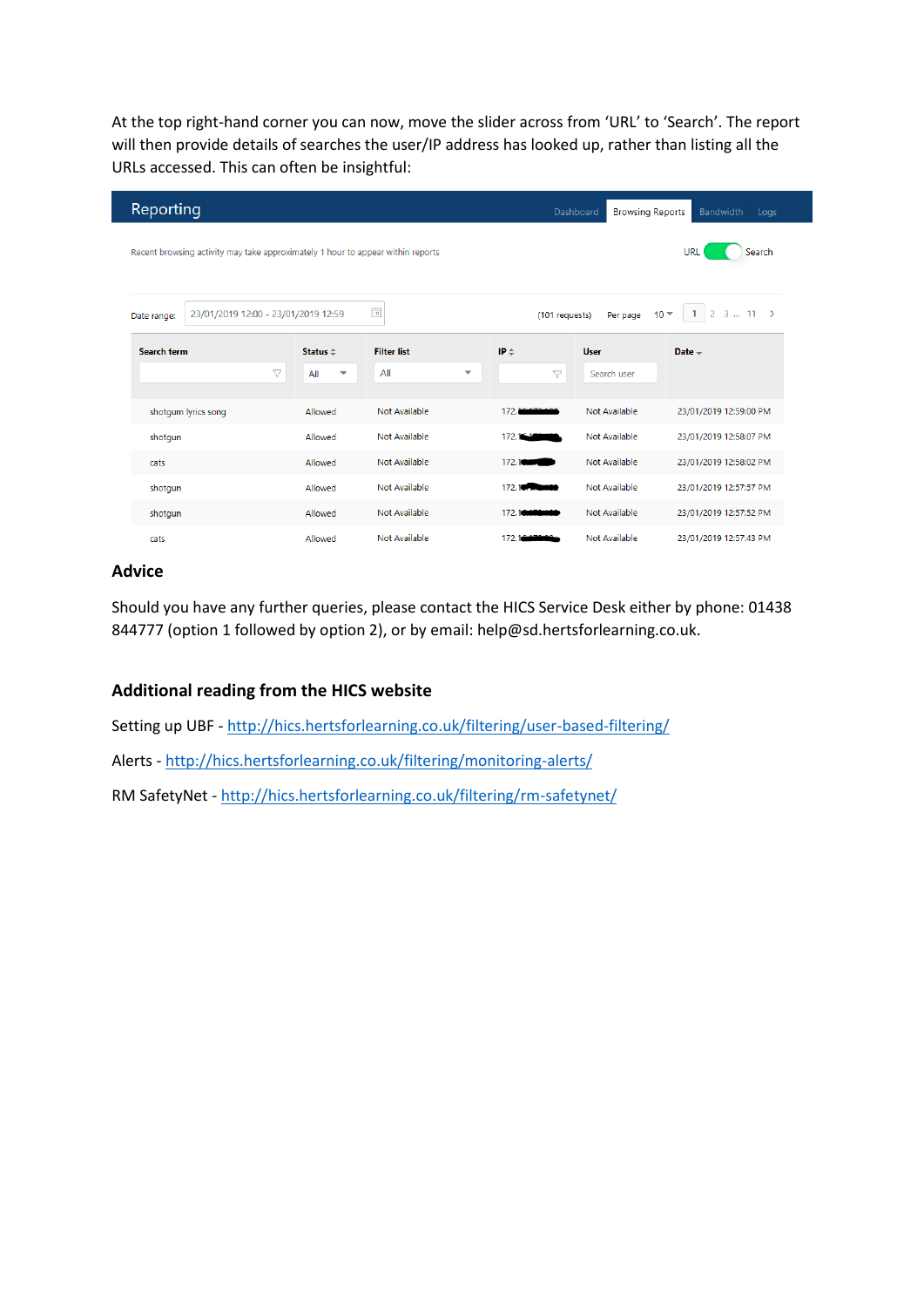At the top right-hand corner you can now, move the slider across from 'URL' to 'Search'. The report will then provide details of searches the user/IP address has looked up, rather than listing all the URLs accessed. This can often be insightful:

Reporting

Dashboard | Browsing Reports | Bandwidth | Logs

Recent browsing activity may take approximately 1 hour to appear within reports

URL / Search

Date range: 23/01/2019 12:00 - 23/01/2019 12:59

(101 requests) Per page 10 1 2 3 ... 11

| Search term | Status | Filter list | IP | User | Date |
|---|---|---|---|---|---|
| shotgun lyrics song | Allowed | Not Available | 172. | Not Available | 23/01/2019 12:59:00 PM |
| shotgun | Allowed | Not Available | 172. | Not Available | 23/01/2019 12:58:07 PM |
| cats | Allowed | Not Available | 172. | Not Available | 23/01/2019 12:58:02 PM |
| shotgun | Allowed | Not Available | 172. | Not Available | 23/01/2019 12:57:57 PM |
| shotgun | Allowed | Not Available | 172. | Not Available | 23/01/2019 12:57:52 PM |
| cats | Allowed | Not Available | 172. | Not Available | 23/01/2019 12:57:43 PM |

## Advice

Should you have any further queries, please contact the HICS Service Desk either by phone: 01438 844777 (option 1 followed by option 2), or by email: help@sd.hertsforlearning.co.uk.

## Additional reading from the HICS website

Setting up UBF - http://hics.hertsforlearning.co.uk/filtering/user-based-filtering/

Alerts - http://hics.hertsforlearning.co.uk/filtering/monitoring-alerts/

RM SafetyNet - http://hics.hertsforlearning.co.uk/filtering/rm-safetynet/